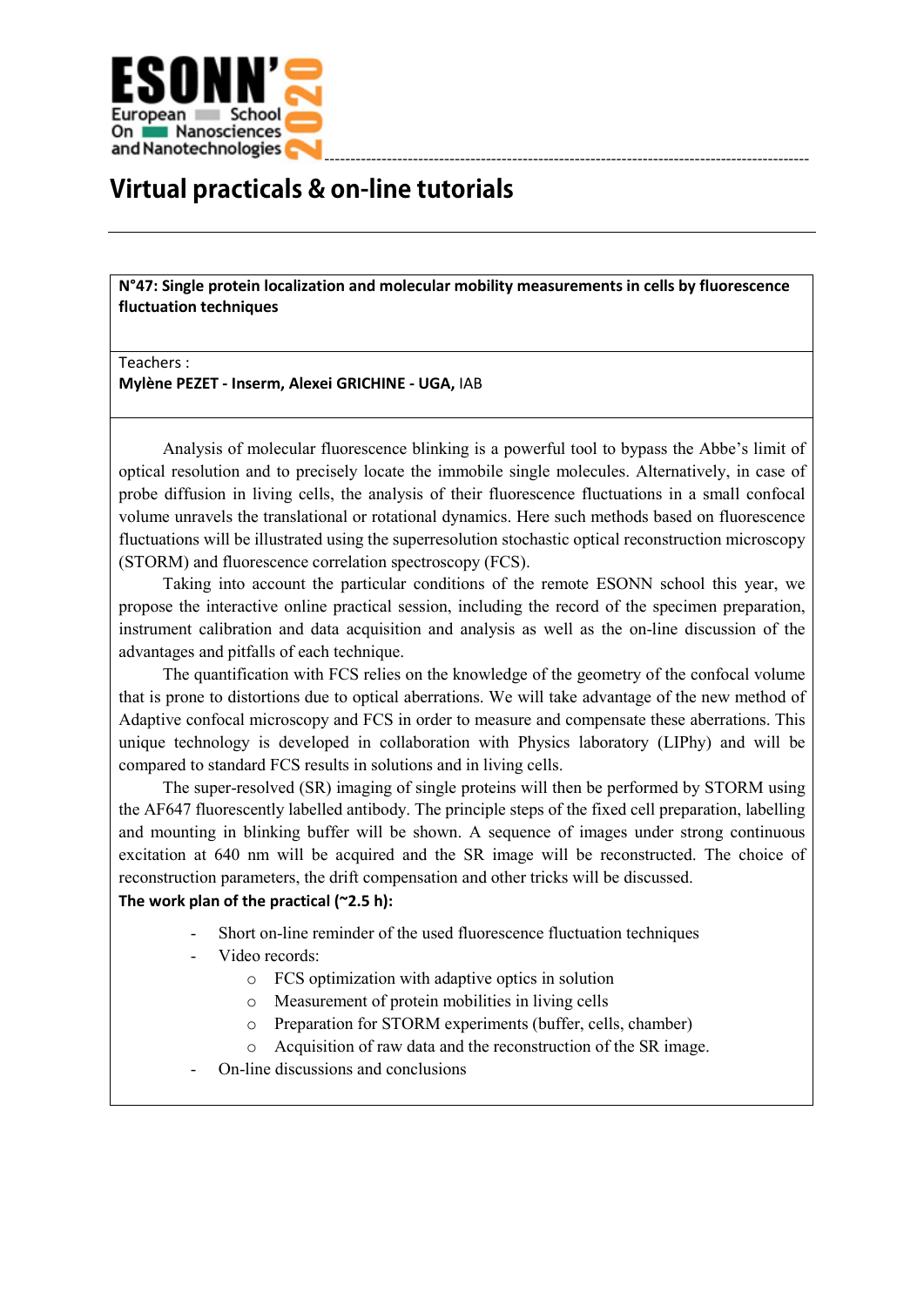ESONN'2020

European School On Nanosciences and Nanotechnologies

# Virtual practicals & on-line tutorials

**N°47: Single protein localization and molecular mobility measurements in cells by fluorescence fluctuation techniques**

Teachers :
**Mylène PEZET - Inserm, Alexei GRICHINE - UGA,** IAB

Analysis of molecular fluorescence blinking is a powerful tool to bypass the Abbe's limit of optical resolution and to precisely locate the immobile single molecules. Alternatively, in case of probe diffusion in living cells, the analysis of their fluorescence fluctuations in a small confocal volume unravels the translational or rotational dynamics. Here such methods based on fluorescence fluctuations will be illustrated using the superresolution stochastic optical reconstruction microscopy (STORM) and fluorescence correlation spectroscopy (FCS).

Taking into account the particular conditions of the remote ESONN school this year, we propose the interactive online practical session, including the record of the specimen preparation, instrument calibration and data acquisition and analysis as well as the on-line discussion of the advantages and pitfalls of each technique.

The quantification with FCS relies on the knowledge of the geometry of the confocal volume that is prone to distortions due to optical aberrations. We will take advantage of the new method of Adaptive confocal microscopy and FCS in order to measure and compensate these aberrations. This unique technology is developed in collaboration with Physics laboratory (LIPhy) and will be compared to standard FCS results in solutions and in living cells.

The super-resolved (SR) imaging of single proteins will then be performed by STORM using the AF647 fluorescently labelled antibody. The principle steps of the fixed cell preparation, labelling and mounting in blinking buffer will be shown. A sequence of images under strong continuous excitation at 640 nm will be acquired and the SR image will be reconstructed. The choice of reconstruction parameters, the drift compensation and other tricks will be discussed.

**The work plan of the practical (~2.5 h):**

- Short on-line reminder of the used fluorescence fluctuation techniques
- Video records:
  - FCS optimization with adaptive optics in solution
  - Measurement of protein mobilities in living cells
  - Preparation for STORM experiments (buffer, cells, chamber)
  - Acquisition of raw data and the reconstruction of the SR image.
- On-line discussions and conclusions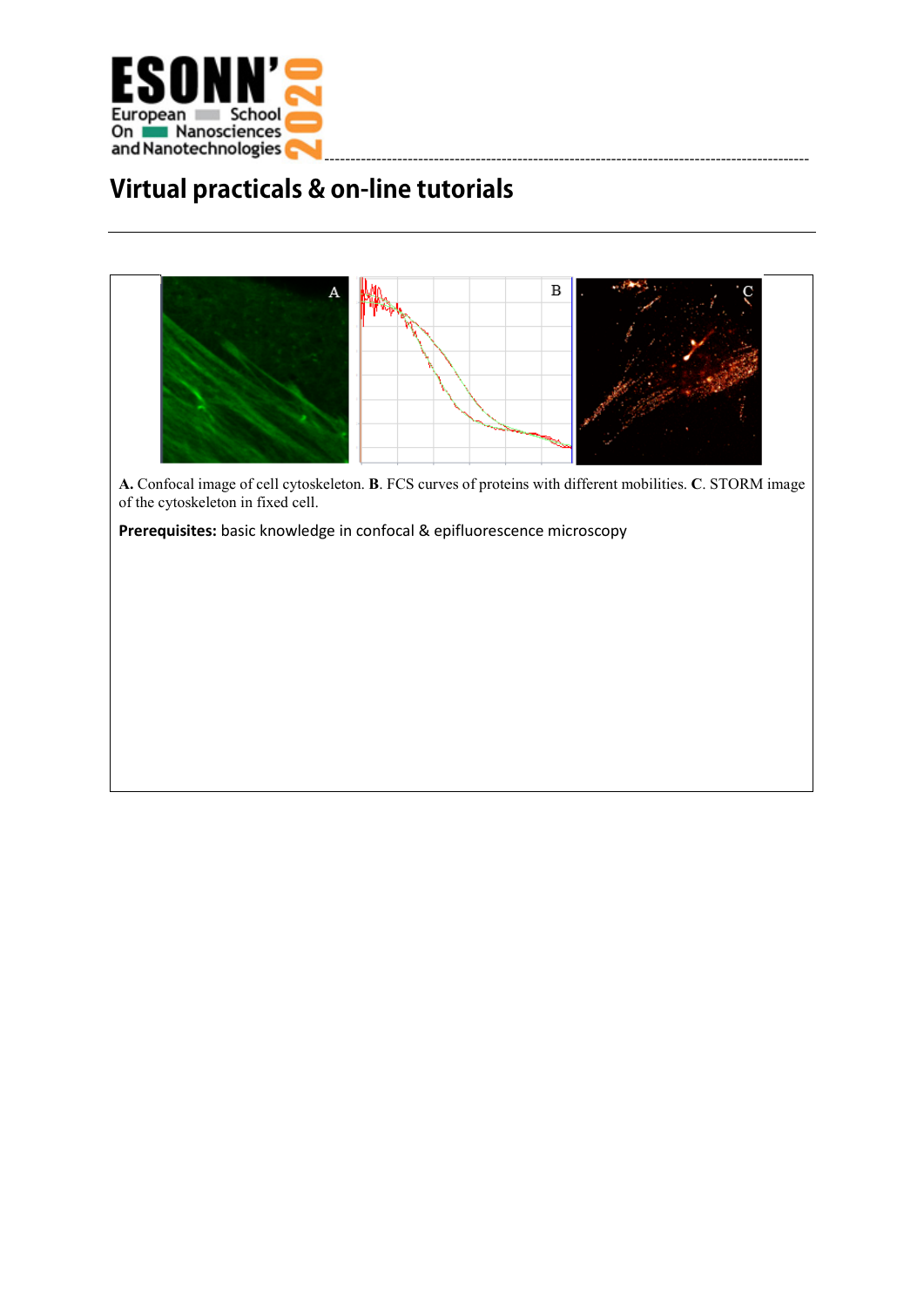# Virtual practicals & on-line tutorials

A
B
C

**A.** Confocal image of cell cytoskeleton. **B**. FCS curves of proteins with different mobilities. **C**. STORM image of the cytoskeleton in fixed cell.

**Prerequisites:** basic knowledge in confocal & epifluorescence microscopy